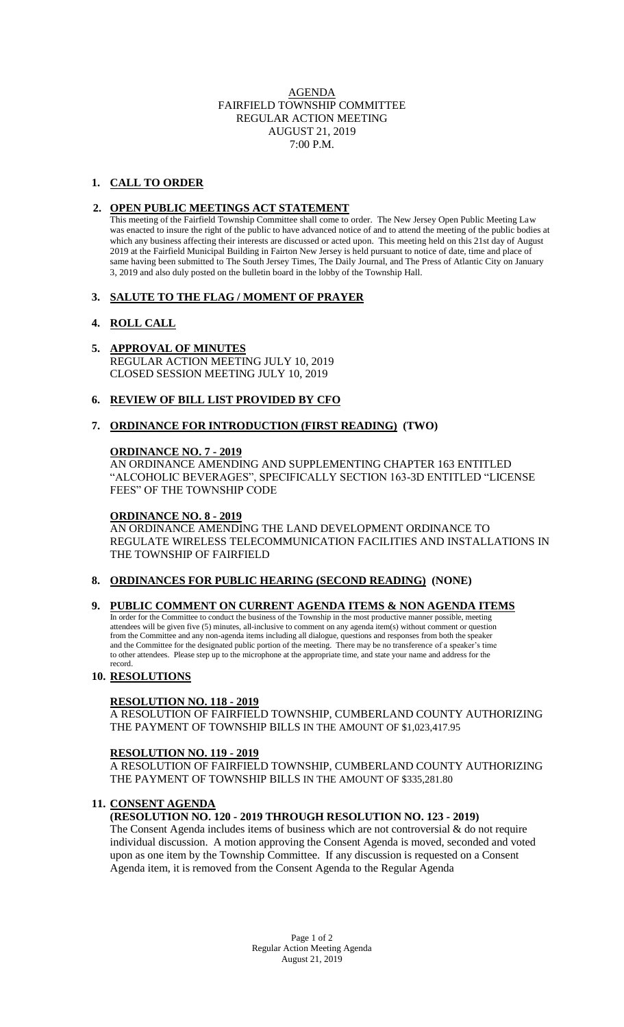# AGENDA
## FAIRFIELD TOWNSHIP COMMITTEE
## REGULAR ACTION MEETING
## AUGUST 21, 2019
## 7:00 P.M.

**1. CALL TO ORDER**

**2. OPEN PUBLIC MEETINGS ACT STATEMENT**

This meeting of the Fairfield Township Committee shall come to order. The New Jersey Open Public Meeting Law was enacted to insure the right of the public to have advanced notice of and to attend the meeting of the public bodies at which any business affecting their interests are discussed or acted upon. This meeting held on this 21st day of August 2019 at the Fairfield Municipal Building in Fairton New Jersey is held pursuant to notice of date, time and place of same having been submitted to The South Jersey Times, The Daily Journal, and The Press of Atlantic City on January 3, 2019 and also duly posted on the bulletin board in the lobby of the Township Hall.

**3. SALUTE TO THE FLAG / MOMENT OF PRAYER**

**4. ROLL CALL**

**5. APPROVAL OF MINUTES**

REGULAR ACTION MEETING JULY 10, 2019
CLOSED SESSION MEETING JULY 10, 2019

**6. REVIEW OF BILL LIST PROVIDED BY CFO**

**7. ORDINANCE FOR INTRODUCTION (FIRST READING) (TWO)**

**ORDINANCE NO. 7 - 2019**

AN ORDINANCE AMENDING AND SUPPLEMENTING CHAPTER 163 ENTITLED "ALCOHOLIC BEVERAGES", SPECIFICALLY SECTION 163-3D ENTITLED "LICENSE FEES" OF THE TOWNSHIP CODE

**ORDINANCE NO. 8 - 2019**

AN ORDINANCE AMENDING THE LAND DEVELOPMENT ORDINANCE TO REGULATE WIRELESS TELECOMMUNICATION FACILITIES AND INSTALLATIONS IN THE TOWNSHIP OF FAIRFIELD

**8. ORDINANCES FOR PUBLIC HEARING (SECOND READING) (NONE)**

**9. PUBLIC COMMENT ON CURRENT AGENDA ITEMS & NON AGENDA ITEMS**

In order for the Committee to conduct the business of the Township in the most productive manner possible, meeting attendees will be given five (5) minutes, all-inclusive to comment on any agenda item(s) without comment or question from the Committee and any non-agenda items including all dialogue, questions and responses from both the speaker and the Committee for the designated public portion of the meeting. There may be no transference of a speaker's time to other attendees. Please step up to the microphone at the appropriate time, and state your name and address for the record.

**10. RESOLUTIONS**

**RESOLUTION NO. 118 - 2019**

A RESOLUTION OF FAIRFIELD TOWNSHIP, CUMBERLAND COUNTY AUTHORIZING THE PAYMENT OF TOWNSHIP BILLS IN THE AMOUNT OF $1,023,417.95

**RESOLUTION NO. 119 - 2019**

A RESOLUTION OF FAIRFIELD TOWNSHIP, CUMBERLAND COUNTY AUTHORIZING THE PAYMENT OF TOWNSHIP BILLS IN THE AMOUNT OF $335,281.80

**11. CONSENT AGENDA**

**(RESOLUTION NO. 120 - 2019 THROUGH RESOLUTION NO. 123 - 2019)**

The Consent Agenda includes items of business which are not controversial & do not require individual discussion. A motion approving the Consent Agenda is moved, seconded and voted upon as one item by the Township Committee. If any discussion is requested on a Consent Agenda item, it is removed from the Consent Agenda to the Regular Agenda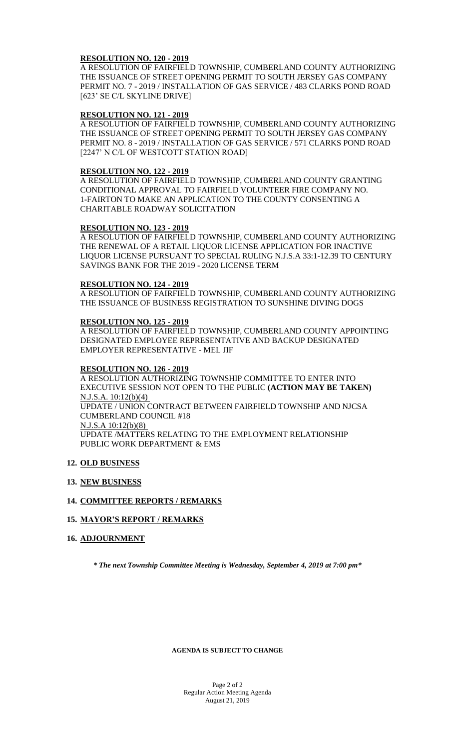**RESOLUTION NO. 120 - 2019**

A RESOLUTION OF FAIRFIELD TOWNSHIP, CUMBERLAND COUNTY AUTHORIZING THE ISSUANCE OF STREET OPENING PERMIT TO SOUTH JERSEY GAS COMPANY PERMIT NO. 7 - 2019 / INSTALLATION OF GAS SERVICE / 483 CLARKS POND ROAD [623' SE C/L SKYLINE DRIVE]

**RESOLUTION NO. 121 - 2019**

A RESOLUTION OF FAIRFIELD TOWNSHIP, CUMBERLAND COUNTY AUTHORIZING THE ISSUANCE OF STREET OPENING PERMIT TO SOUTH JERSEY GAS COMPANY PERMIT NO. 8 - 2019 / INSTALLATION OF GAS SERVICE / 571 CLARKS POND ROAD [2247' N C/L OF WESTCOTT STATION ROAD]

**RESOLUTION NO. 122 - 2019**

A RESOLUTION OF FAIRFIELD TOWNSHIP, CUMBERLAND COUNTY GRANTING CONDITIONAL APPROVAL TO FAIRFIELD VOLUNTEER FIRE COMPANY NO. 1-FAIRTON TO MAKE AN APPLICATION TO THE COUNTY CONSENTING A CHARITABLE ROADWAY SOLICITATION

**RESOLUTION NO. 123 - 2019**

A RESOLUTION OF FAIRFIELD TOWNSHIP, CUMBERLAND COUNTY AUTHORIZING THE RENEWAL OF A RETAIL LIQUOR LICENSE APPLICATION FOR INACTIVE LIQUOR LICENSE PURSUANT TO SPECIAL RULING N.J.S.A 33:1-12.39 TO CENTURY SAVINGS BANK FOR THE 2019 - 2020 LICENSE TERM

**RESOLUTION NO. 124 - 2019**

A RESOLUTION OF FAIRFIELD TOWNSHIP, CUMBERLAND COUNTY AUTHORIZING THE ISSUANCE OF BUSINESS REGISTRATION TO SUNSHINE DIVING DOGS

**RESOLUTION NO. 125 - 2019**

A RESOLUTION OF FAIRFIELD TOWNSHIP, CUMBERLAND COUNTY APPOINTING DESIGNATED EMPLOYEE REPRESENTATIVE AND BACKUP DESIGNATED EMPLOYER REPRESENTATIVE - MEL JIF

**RESOLUTION NO. 126 - 2019**

A RESOLUTION AUTHORIZING TOWNSHIP COMMITTEE TO ENTER INTO EXECUTIVE SESSION NOT OPEN TO THE PUBLIC **(ACTION MAY BE TAKEN)**
N.J.S.A. 10:12(b)(4)
UPDATE / UNION CONTRACT BETWEEN FAIRFIELD TOWNSHIP AND NJCSA CUMBERLAND COUNCIL #18
N.J.S.A 10:12(b)(8)
UPDATE /MATTERS RELATING TO THE EMPLOYMENT RELATIONSHIP PUBLIC WORK DEPARTMENT & EMS

12. **OLD BUSINESS**

13. **NEW BUSINESS**

14. **COMMITTEE REPORTS / REMARKS**

15. **MAYOR'S REPORT / REMARKS**

16. **ADJOURNMENT**

***\* The next Township Committee Meeting is Wednesday, September 4, 2019 at 7:00 pm\****

**AGENDA IS SUBJECT TO CHANGE**

Regular Action Meeting Agenda
August 21, 2019